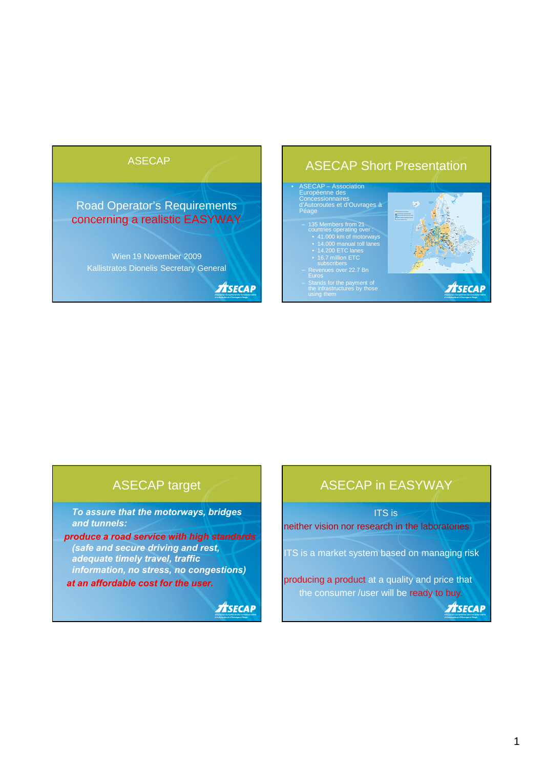## ASECAP

Road Operator's Requirements concerning a realistic EASYWAY

Wien 19 November 2009

Kallistratos Dionelis Secretary General

## ASECAP Short Presentation

- ASECAP – Association Européenne des Concessionnaires d'Autoroutes et d'Ouvrages à Péage
  - 135 Members from 21 countries operating over :
    - 41.000 km of motorways
    - 14.000 manual toll lanes
    - 14.200 ETC lanes
    - 16.7 million ETC subscribers
  - Revenues over 22.7 Bn Euros
  - Stands for the payment of the infrastructures by those using them

## ASECAP target

***To assure that the motorways, bridges and tunnels:***

***produce a road service with high standards***

***(safe and secure driving and rest, adequate timely travel, traffic information, no stress, no congestions)***

***at an affordable cost for the user.***

## ASECAP in EASYWAY

ITS is

neither vision nor research in the laboratories

ITS is a market system based on managing risk

producing a product at a quality and price that the consumer /user will be ready to buy.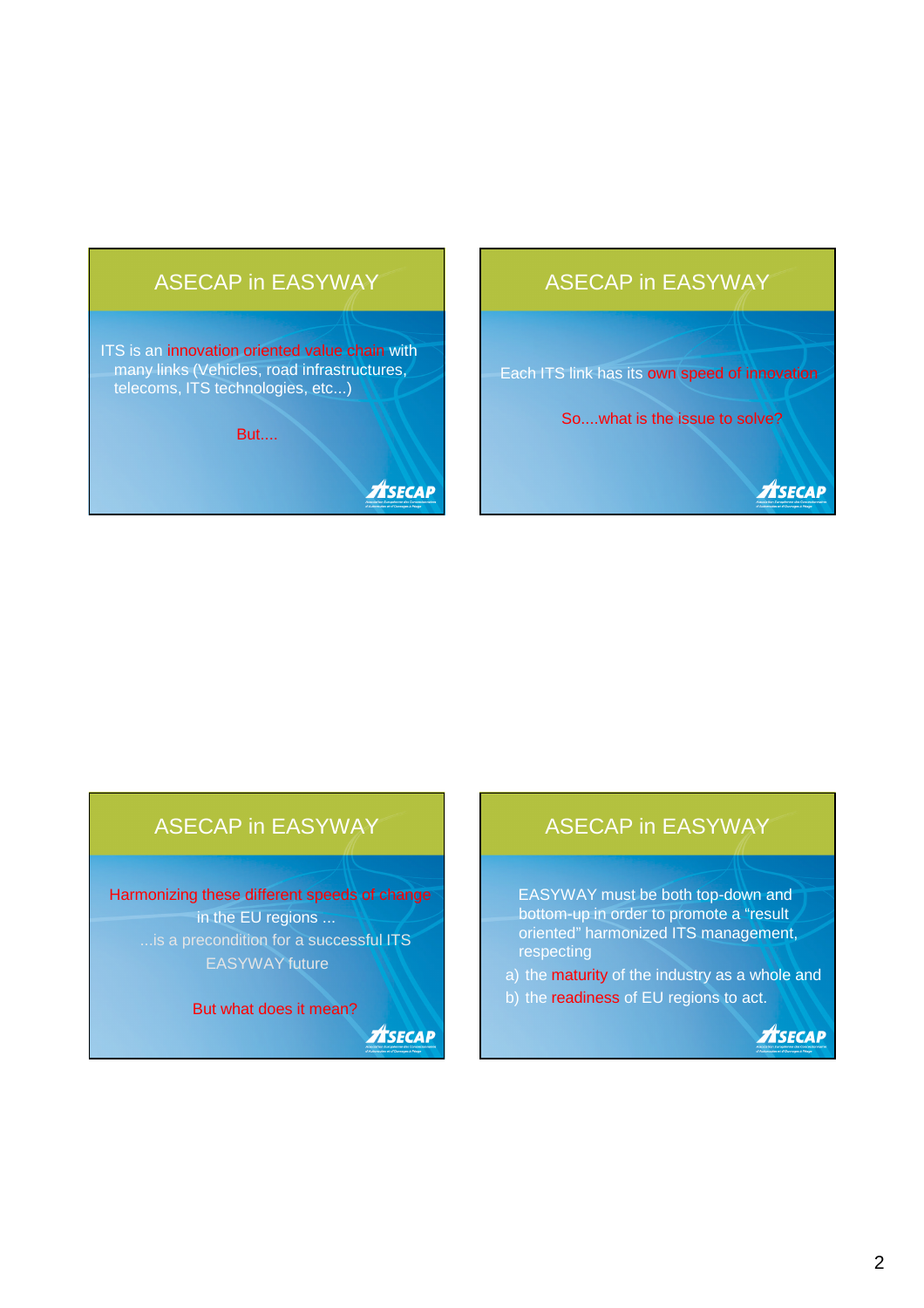## ASECAP in EASYWAY

ITS is an innovation oriented value chain with many links (Vehicles, road infrastructures, telecoms, ITS technologies, etc...)

But....

## ASECAP in EASYWAY

Each ITS link has its own speed of innovation

So....what is the issue to solve?

## ASECAP in EASYWAY

Harmonizing these different speeds of change in the EU regions ...

...is a precondition for a successful ITS EASYWAY future

But what does it mean?

## ASECAP in EASYWAY

EASYWAY must be both top-down and bottom-up in order to promote a "result oriented" harmonized ITS management, respecting

a) the maturity of the industry as a whole and
b) the readiness of EU regions to act.